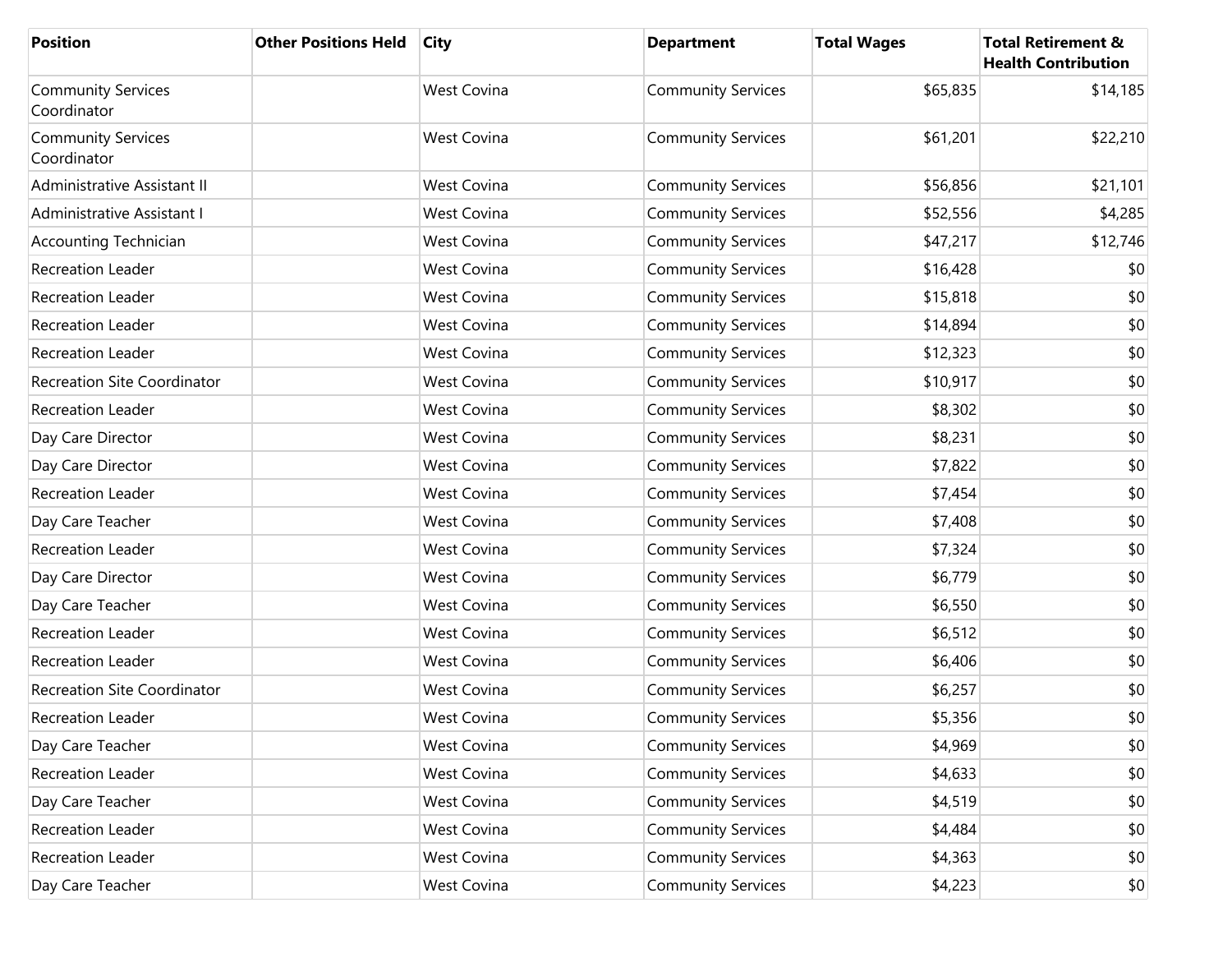| Position | Other Positions Held | City | Department | Total Wages | Total Retirement & Health Contribution |
|---|---|---|---|---|---|
| Community Services Coordinator | | West Covina | Community Services | $65,835 | $14,185 |
| Community Services Coordinator | | West Covina | Community Services | $61,201 | $22,210 |
| Administrative Assistant II | | West Covina | Community Services | $56,856 | $21,101 |
| Administrative Assistant I | | West Covina | Community Services | $52,556 | $4,285 |
| Accounting Technician | | West Covina | Community Services | $47,217 | $12,746 |
| Recreation Leader | | West Covina | Community Services | $16,428 | $0 |
| Recreation Leader | | West Covina | Community Services | $15,818 | $0 |
| Recreation Leader | | West Covina | Community Services | $14,894 | $0 |
| Recreation Leader | | West Covina | Community Services | $12,323 | $0 |
| Recreation Site Coordinator | | West Covina | Community Services | $10,917 | $0 |
| Recreation Leader | | West Covina | Community Services | $8,302 | $0 |
| Day Care Director | | West Covina | Community Services | $8,231 | $0 |
| Day Care Director | | West Covina | Community Services | $7,822 | $0 |
| Recreation Leader | | West Covina | Community Services | $7,454 | $0 |
| Day Care Teacher | | West Covina | Community Services | $7,408 | $0 |
| Recreation Leader | | West Covina | Community Services | $7,324 | $0 |
| Day Care Director | | West Covina | Community Services | $6,779 | $0 |
| Day Care Teacher | | West Covina | Community Services | $6,550 | $0 |
| Recreation Leader | | West Covina | Community Services | $6,512 | $0 |
| Recreation Leader | | West Covina | Community Services | $6,406 | $0 |
| Recreation Site Coordinator | | West Covina | Community Services | $6,257 | $0 |
| Recreation Leader | | West Covina | Community Services | $5,356 | $0 |
| Day Care Teacher | | West Covina | Community Services | $4,969 | $0 |
| Recreation Leader | | West Covina | Community Services | $4,633 | $0 |
| Day Care Teacher | | West Covina | Community Services | $4,519 | $0 |
| Recreation Leader | | West Covina | Community Services | $4,484 | $0 |
| Recreation Leader | | West Covina | Community Services | $4,363 | $0 |
| Day Care Teacher | | West Covina | Community Services | $4,223 | $0 |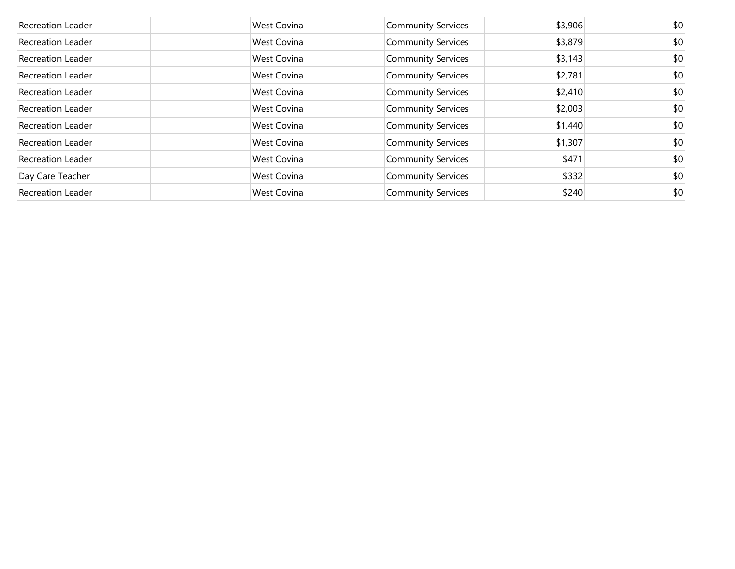| | | | | | |
|---|---|---|---|---|---|
| Recreation Leader | | West Covina | Community Services | $3,906 | $0 |
| Recreation Leader | | West Covina | Community Services | $3,879 | $0 |
| Recreation Leader | | West Covina | Community Services | $3,143 | $0 |
| Recreation Leader | | West Covina | Community Services | $2,781 | $0 |
| Recreation Leader | | West Covina | Community Services | $2,410 | $0 |
| Recreation Leader | | West Covina | Community Services | $2,003 | $0 |
| Recreation Leader | | West Covina | Community Services | $1,440 | $0 |
| Recreation Leader | | West Covina | Community Services | $1,307 | $0 |
| Recreation Leader | | West Covina | Community Services | $471 | $0 |
| Day Care Teacher | | West Covina | Community Services | $332 | $0 |
| Recreation Leader | | West Covina | Community Services | $240 | $0 |